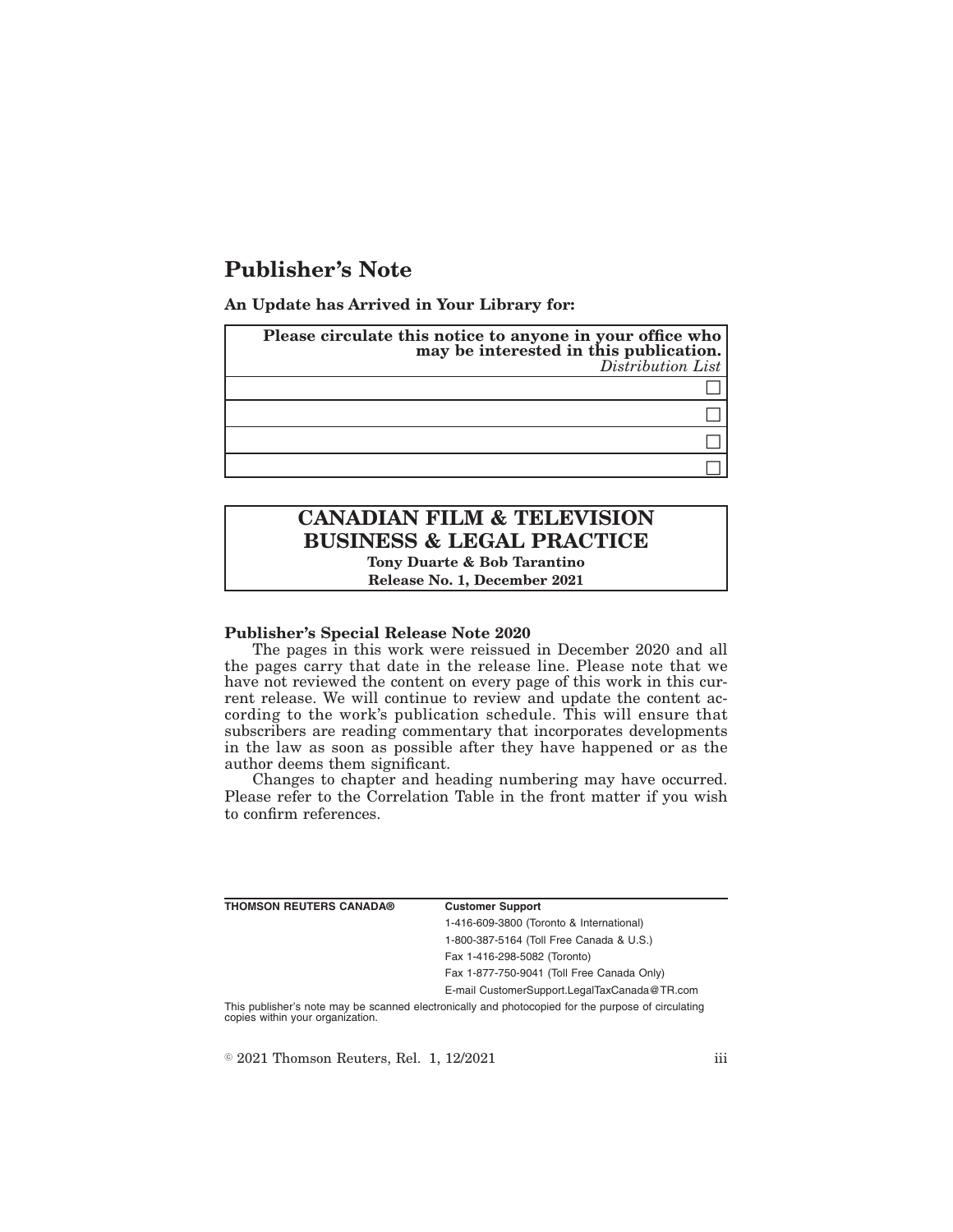# Publisher's Note

**An Update has Arrived in Your Library for:**

| **Please circulate this notice to anyone in your office who may be interested in this publication.** *Distribution List* |
| --- |
| ☐ |
| ☐ |
| ☐ |
| ☐ |

## CANADIAN FILM & TELEVISION BUSINESS & LEGAL PRACTICE

**Tony Duarte & Bob Tarantino**
**Release No. 1, December 2021**

### Publisher's Special Release Note 2020

The pages in this work were reissued in December 2020 and all the pages carry that date in the release line. Please note that we have not reviewed the content on every page of this work in this current release. We will continue to review and update the content according to the work's publication schedule. This will ensure that subscribers are reading commentary that incorporates developments in the law as soon as possible after they have happened or as the author deems them significant.

Changes to chapter and heading numbering may have occurred. Please refer to the Correlation Table in the front matter if you wish to confirm references.

| **THOMSON REUTERS CANADA®** | **Customer Support** |
| --- | --- |
| | 1-416-609-3800 (Toronto & International) |
| | 1-800-387-5164 (Toll Free Canada & U.S.) |
| | Fax 1-416-298-5082 (Toronto) |
| | Fax 1-877-750-9041 (Toll Free Canada Only) |
| | E-mail CustomerSupport.LegalTaxCanada@TR.com |

This publisher's note may be scanned electronically and photocopied for the purpose of circulating copies within your organization.

© 2021 Thomson Reuters, Rel. 1, 12/2021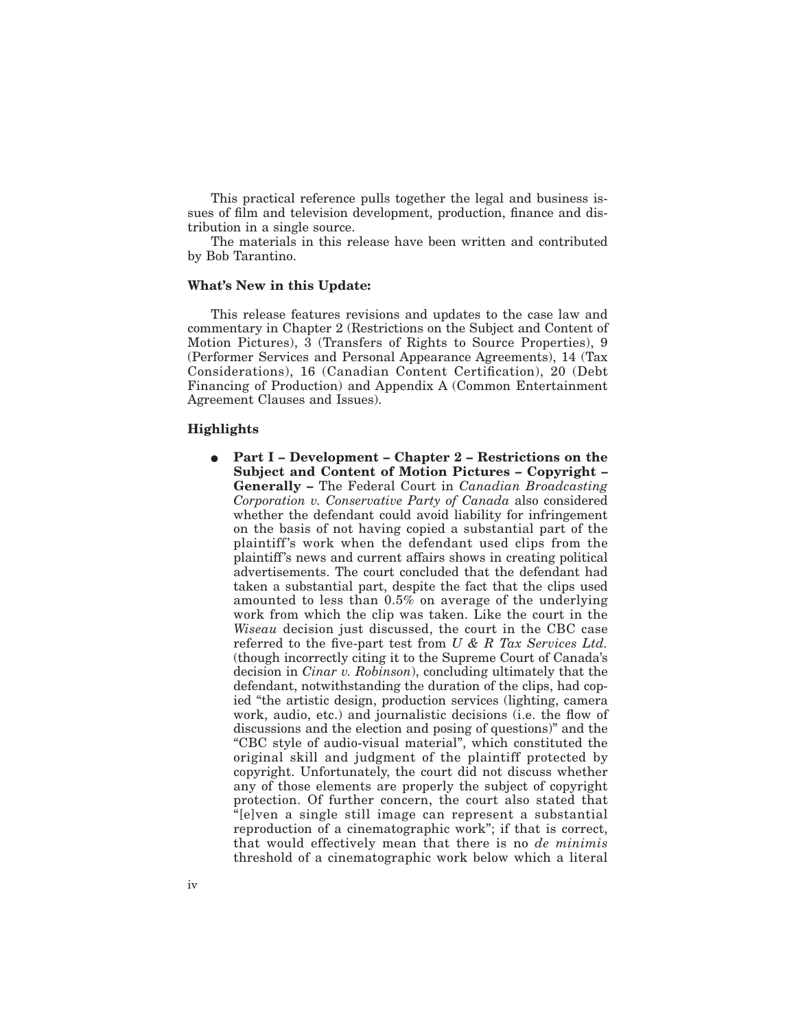This practical reference pulls together the legal and business issues of film and television development, production, finance and distribution in a single source.

The materials in this release have been written and contributed by Bob Tarantino.

### What's New in this Update:

This release features revisions and updates to the case law and commentary in Chapter 2 (Restrictions on the Subject and Content of Motion Pictures), 3 (Transfers of Rights to Source Properties), 9 (Performer Services and Personal Appearance Agreements), 14 (Tax Considerations), 16 (Canadian Content Certification), 20 (Debt Financing of Production) and Appendix A (Common Entertainment Agreement Clauses and Issues).

### Highlights

- **Part I – Development – Chapter 2 – Restrictions on the Subject and Content of Motion Pictures – Copyright – Generally –** The Federal Court in *Canadian Broadcasting Corporation v. Conservative Party of Canada* also considered whether the defendant could avoid liability for infringement on the basis of not having copied a substantial part of the plaintiff's work when the defendant used clips from the plaintiff's news and current affairs shows in creating political advertisements. The court concluded that the defendant had taken a substantial part, despite the fact that the clips used amounted to less than 0.5% on average of the underlying work from which the clip was taken. Like the court in the *Wiseau* decision just discussed, the court in the CBC case referred to the five-part test from *U & R Tax Services Ltd.* (though incorrectly citing it to the Supreme Court of Canada's decision in *Cinar v. Robinson*), concluding ultimately that the defendant, notwithstanding the duration of the clips, had copied "the artistic design, production services (lighting, camera work, audio, etc.) and journalistic decisions (i.e. the flow of discussions and the election and posing of questions)" and the "CBC style of audio-visual material", which constituted the original skill and judgment of the plaintiff protected by copyright. Unfortunately, the court did not discuss whether any of those elements are properly the subject of copyright protection. Of further concern, the court also stated that "[e]ven a single still image can represent a substantial reproduction of a cinematographic work"; if that is correct, that would effectively mean that there is no *de minimis* threshold of a cinematographic work below which a literal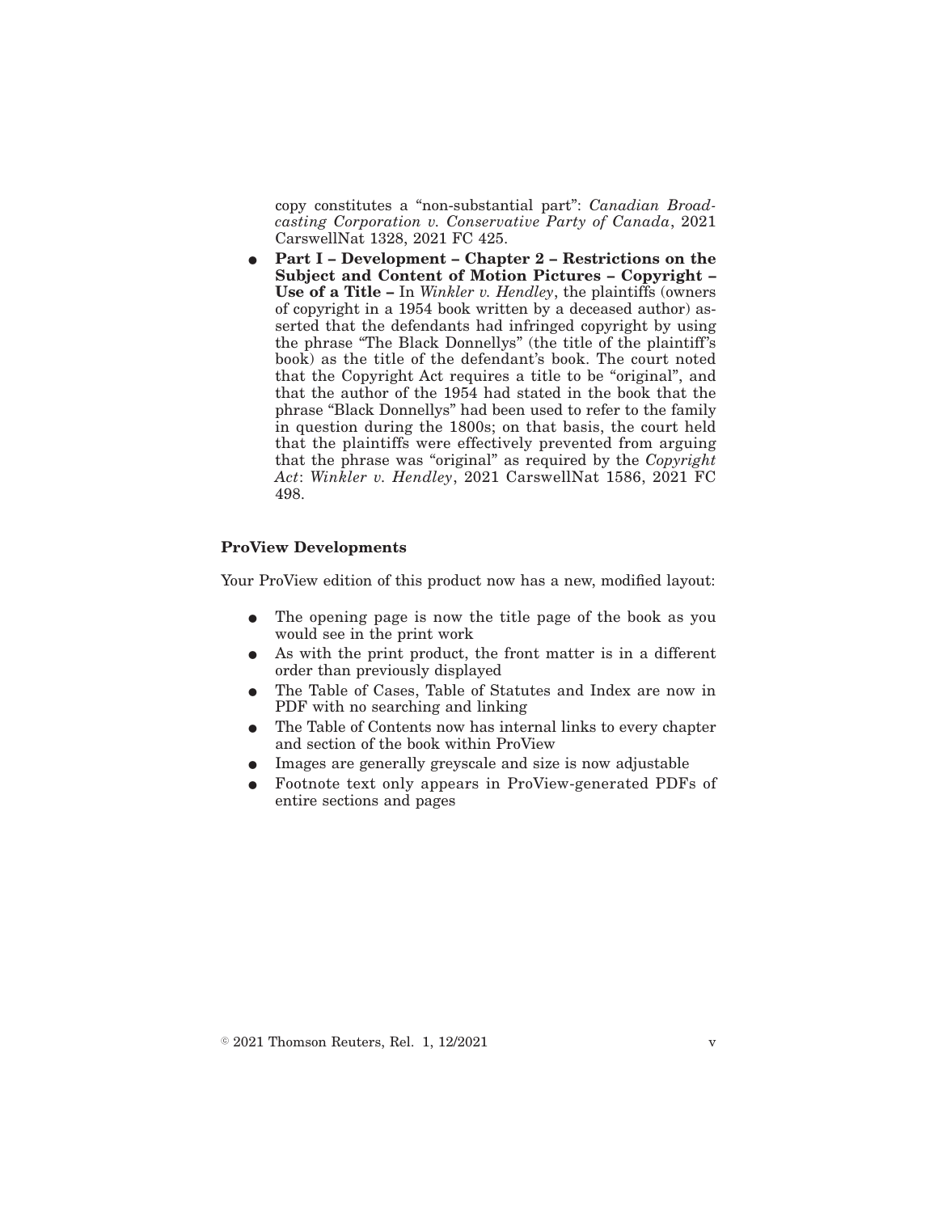copy constitutes a "non-substantial part": *Canadian Broadcasting Corporation v. Conservative Party of Canada*, 2021 CarswellNat 1328, 2021 FC 425.

- **Part I – Development – Chapter 2 – Restrictions on the Subject and Content of Motion Pictures – Copyright – Use of a Title –** In *Winkler v. Hendley*, the plaintiffs (owners of copyright in a 1954 book written by a deceased author) asserted that the defendants had infringed copyright by using the phrase "The Black Donnellys" (the title of the plaintiff's book) as the title of the defendant's book. The court noted that the Copyright Act requires a title to be "original", and that the author of the 1954 had stated in the book that the phrase "Black Donnellys" had been used to refer to the family in question during the 1800s; on that basis, the court held that the plaintiffs were effectively prevented from arguing that the phrase was "original" as required by the *Copyright Act*: *Winkler v. Hendley*, 2021 CarswellNat 1586, 2021 FC 498.

**ProView Developments**

Your ProView edition of this product now has a new, modified layout:

- The opening page is now the title page of the book as you would see in the print work
- As with the print product, the front matter is in a different order than previously displayed
- The Table of Cases, Table of Statutes and Index are now in PDF with no searching and linking
- The Table of Contents now has internal links to every chapter and section of the book within ProView
- Images are generally greyscale and size is now adjustable
- Footnote text only appears in ProView-generated PDFs of entire sections and pages

© 2021 Thomson Reuters, Rel. 1, 12/2021